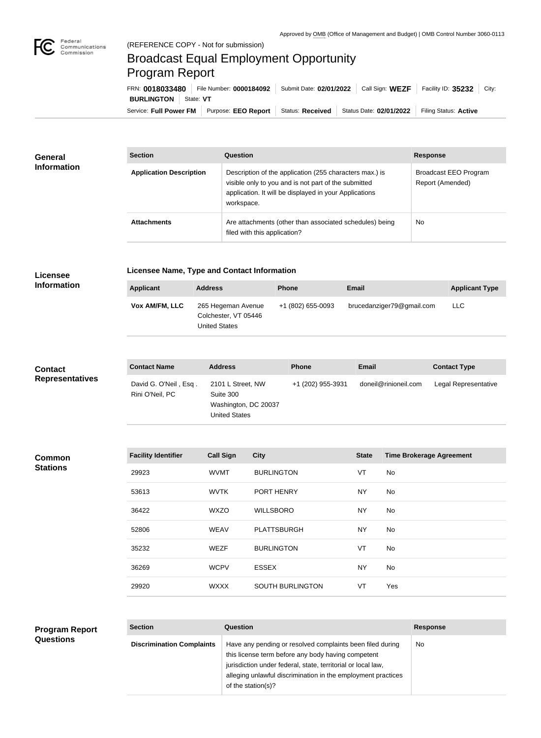Approved by OMB (Office of Management and Budget) | OMB Control Number 3060-0113

(REFERENCE COPY - Not for submission)

# Broadcast Equal Employment Opportunity Program Report

FRN: **0018033480** | File Number: **0000184092** | Submit Date: **02/01/2022** | Call Sign: **WEZF** | Facility ID: **35232** | City: **BURLINGTON** | State: **VT**

Service: **Full Power FM** | Purpose: **EEO Report** | Status: **Received** | Status Date: **02/01/2022** | Filing Status: **Active**

## General Information

| Section | Question | Response |
|---|---|---|
| **Application Description** | Description of the application (255 characters max.) is visible only to you and is not part of the submitted application. It will be displayed in your Applications workspace. | Broadcast EEO Program Report (Amended) |
| **Attachments** | Are attachments (other than associated schedules) being filed with this application? | No |

## Licensee Information

**Licensee Name, Type and Contact Information**

| Applicant | Address | Phone | Email | Applicant Type |
|---|---|---|---|---|
| **Vox AM/FM, LLC** | 265 Hegeman Avenue Colchester, VT 05446 United States | +1 (802) 655-0093 | brucedanziger79@gmail.com | LLC |

## Contact Representatives

| Contact Name | Address | Phone | Email | Contact Type |
|---|---|---|---|---|
| David G. O'Neil , Esq . Rini O'Neil, PC | 2101 L Street, NW Suite 300 Washington, DC 20037 United States | +1 (202) 955-3931 | doneil@rinioneil.com | Legal Representative |

## Common Stations

| Facility Identifier | Call Sign | City | State | Time Brokerage Agreement |
|---|---|---|---|---|
| 29923 | WVMT | BURLINGTON | VT | No |
| 53613 | WVTK | PORT HENRY | NY | No |
| 36422 | WXZO | WILLSBORO | NY | No |
| 52806 | WEAV | PLATTSBURGH | NY | No |
| 35232 | WEZF | BURLINGTON | VT | No |
| 36269 | WCPV | ESSEX | NY | No |
| 29920 | WXXX | SOUTH BURLINGTON | VT | Yes |

## Program Report Questions

| Section | Question | Response |
|---|---|---|
| **Discrimination Complaints** | Have any pending or resolved complaints been filed during this license term before any body having competent jurisdiction under federal, state, territorial or local law, alleging unlawful discrimination in the employment practices of the station(s)? | No |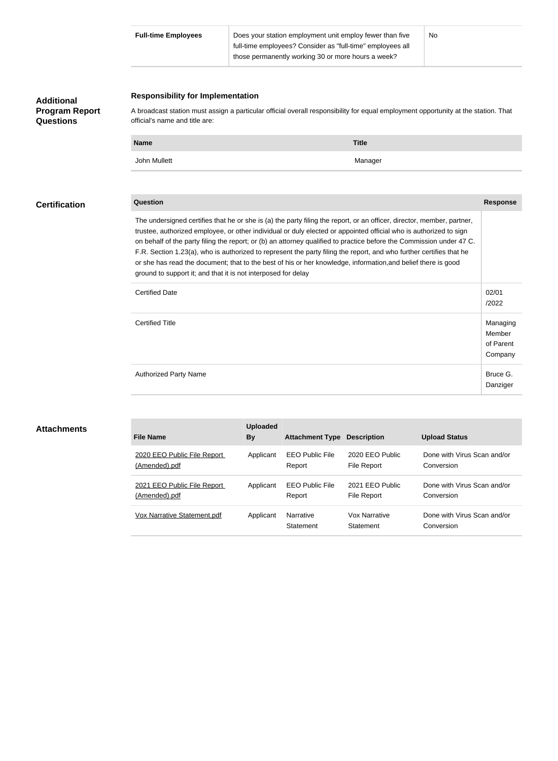| | | |
|---|---|---|
| **Full-time Employees** | Does your station employment unit employ fewer than five full-time employees? Consider as "full-time" employees all those permanently working 30 or more hours a week? | No |

## Additional Program Report Questions

### Responsibility for Implementation

A broadcast station must assign a particular official overall responsibility for equal employment opportunity at the station. That official's name and title are:

| Name | Title |
|---|---|
| John Mullett | Manager |

## Certification

| Question | Response |
|---|---|
| The undersigned certifies that he or she is (a) the party filing the report, or an officer, director, member, partner, trustee, authorized employee, or other individual or duly elected or appointed official who is authorized to sign on behalf of the party filing the report; or (b) an attorney qualified to practice before the Commission under 47 C. F.R. Section 1.23(a), who is authorized to represent the party filing the report, and who further certifies that he or she has read the document; that to the best of his or her knowledge, information,and belief there is good ground to support it; and that it is not interposed for delay | |
| Certified Date | 02/01/2022 |
| Certified Title | Managing Member of Parent Company |
| Authorized Party Name | Bruce G. Danziger |

## Attachments

| File Name | Uploaded By | Attachment Type | Description | Upload Status |
|---|---|---|---|---|
| 2020 EEO Public File Report (Amended).pdf | Applicant | EEO Public File Report | 2020 EEO Public File Report | Done with Virus Scan and/or Conversion |
| 2021 EEO Public File Report (Amended).pdf | Applicant | EEO Public File Report | 2021 EEO Public File Report | Done with Virus Scan and/or Conversion |
| Vox Narrative Statement.pdf | Applicant | Narrative Statement | Vox Narrative Statement | Done with Virus Scan and/or Conversion |